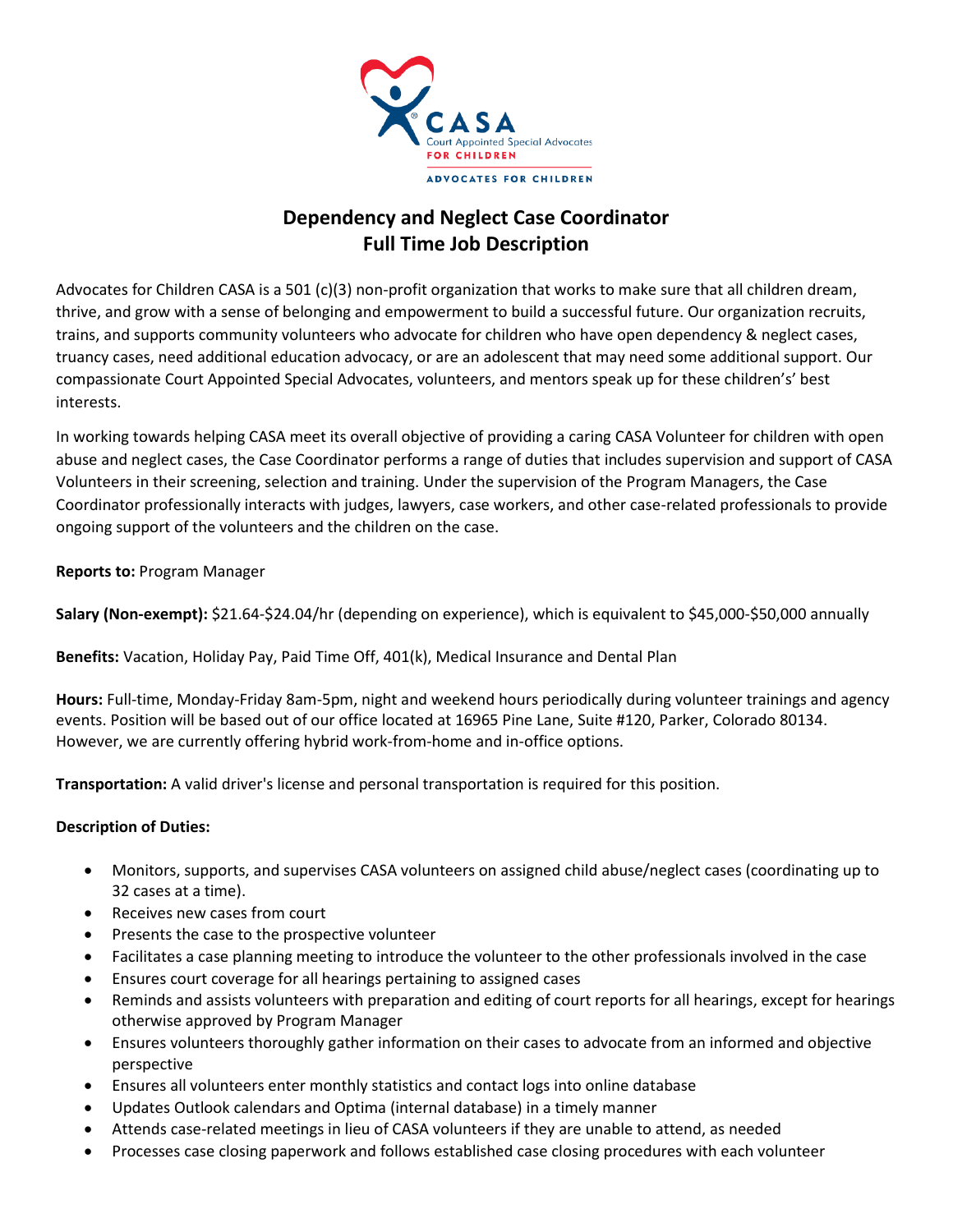# Dependency and Neglect Case Coordinator
# Full Time Job Description

Advocates for Children CASA is a 501 (c)(3) non-profit organization that works to make sure that all children dream, thrive, and grow with a sense of belonging and empowerment to build a successful future. Our organization recruits, trains, and supports community volunteers who advocate for children who have open dependency & neglect cases, truancy cases, need additional education advocacy, or are an adolescent that may need some additional support. Our compassionate Court Appointed Special Advocates, volunteers, and mentors speak up for these children's' best interests.

In working towards helping CASA meet its overall objective of providing a caring CASA Volunteer for children with open abuse and neglect cases, the Case Coordinator performs a range of duties that includes supervision and support of CASA Volunteers in their screening, selection and training. Under the supervision of the Program Managers, the Case Coordinator professionally interacts with judges, lawyers, case workers, and other case-related professionals to provide ongoing support of the volunteers and the children on the case.

**Reports to:** Program Manager

**Salary (Non-exempt):** $21.64-$24.04/hr (depending on experience), which is equivalent to $45,000-$50,000 annually

**Benefits:** Vacation, Holiday Pay, Paid Time Off, 401(k), Medical Insurance and Dental Plan

**Hours:** Full-time, Monday-Friday 8am-5pm, night and weekend hours periodically during volunteer trainings and agency events. Position will be based out of our office located at 16965 Pine Lane, Suite #120, Parker, Colorado 80134. However, we are currently offering hybrid work-from-home and in-office options.

**Transportation:** A valid driver's license and personal transportation is required for this position.

**Description of Duties:**

- Monitors, supports, and supervises CASA volunteers on assigned child abuse/neglect cases (coordinating up to 32 cases at a time).
- Receives new cases from court
- Presents the case to the prospective volunteer
- Facilitates a case planning meeting to introduce the volunteer to the other professionals involved in the case
- Ensures court coverage for all hearings pertaining to assigned cases
- Reminds and assists volunteers with preparation and editing of court reports for all hearings, except for hearings otherwise approved by Program Manager
- Ensures volunteers thoroughly gather information on their cases to advocate from an informed and objective perspective
- Ensures all volunteers enter monthly statistics and contact logs into online database
- Updates Outlook calendars and Optima (internal database) in a timely manner
- Attends case-related meetings in lieu of CASA volunteers if they are unable to attend, as needed
- Processes case closing paperwork and follows established case closing procedures with each volunteer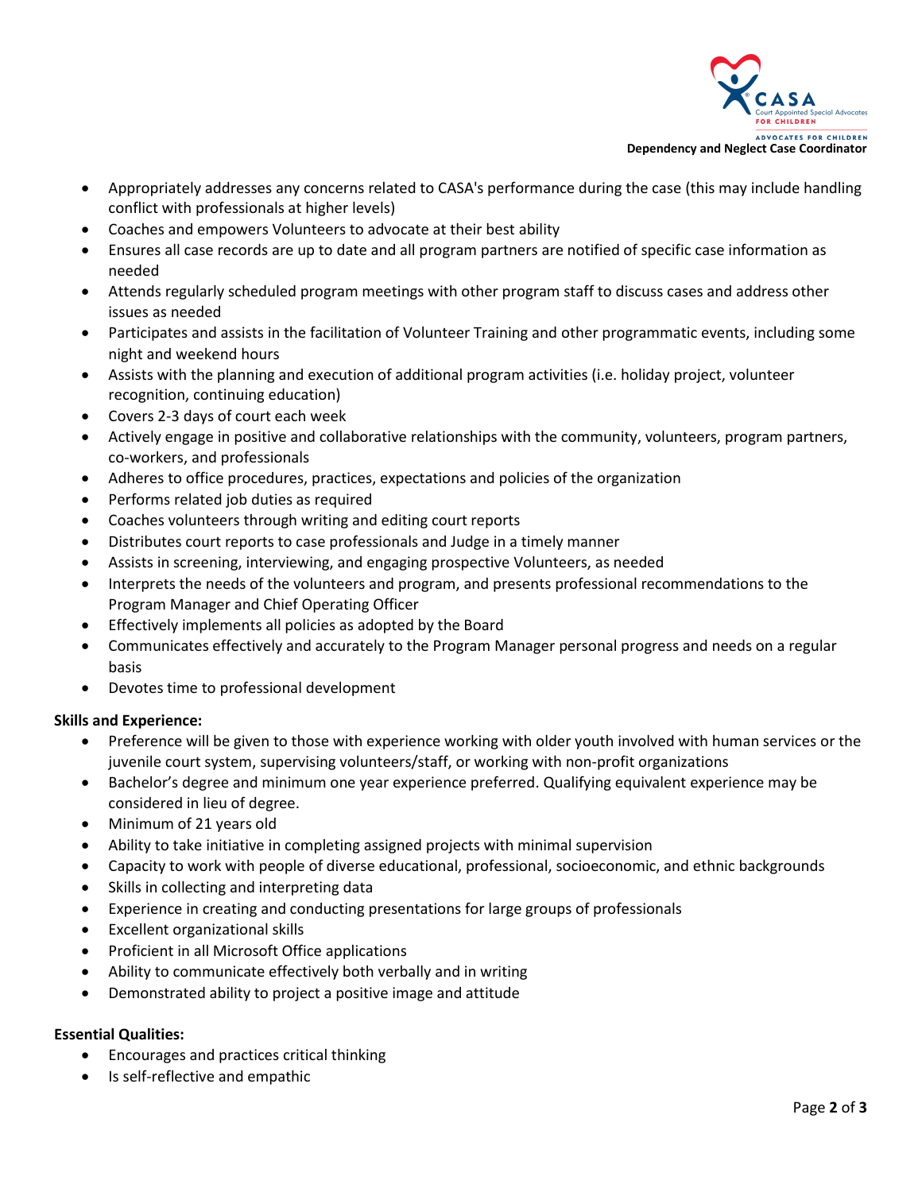- Appropriately addresses any concerns related to CASA's performance during the case (this may include handling conflict with professionals at higher levels)
- Coaches and empowers Volunteers to advocate at their best ability
- Ensures all case records are up to date and all program partners are notified of specific case information as needed
- Attends regularly scheduled program meetings with other program staff to discuss cases and address other issues as needed
- Participates and assists in the facilitation of Volunteer Training and other programmatic events, including some night and weekend hours
- Assists with the planning and execution of additional program activities (i.e. holiday project, volunteer recognition, continuing education)
- Covers 2-3 days of court each week
- Actively engage in positive and collaborative relationships with the community, volunteers, program partners, co-workers, and professionals
- Adheres to office procedures, practices, expectations and policies of the organization
- Performs related job duties as required
- Coaches volunteers through writing and editing court reports
- Distributes court reports to case professionals and Judge in a timely manner
- Assists in screening, interviewing, and engaging prospective Volunteers, as needed
- Interprets the needs of the volunteers and program, and presents professional recommendations to the Program Manager and Chief Operating Officer
- Effectively implements all policies as adopted by the Board
- Communicates effectively and accurately to the Program Manager personal progress and needs on a regular basis
- Devotes time to professional development

**Skills and Experience:**

- Preference will be given to those with experience working with older youth involved with human services or the juvenile court system, supervising volunteers/staff, or working with non-profit organizations
- Bachelor's degree and minimum one year experience preferred. Qualifying equivalent experience may be considered in lieu of degree.
- Minimum of 21 years old
- Ability to take initiative in completing assigned projects with minimal supervision
- Capacity to work with people of diverse educational, professional, socioeconomic, and ethnic backgrounds
- Skills in collecting and interpreting data
- Experience in creating and conducting presentations for large groups of professionals
- Excellent organizational skills
- Proficient in all Microsoft Office applications
- Ability to communicate effectively both verbally and in writing
- Demonstrated ability to project a positive image and attitude

**Essential Qualities:**

- Encourages and practices critical thinking
- Is self-reflective and empathic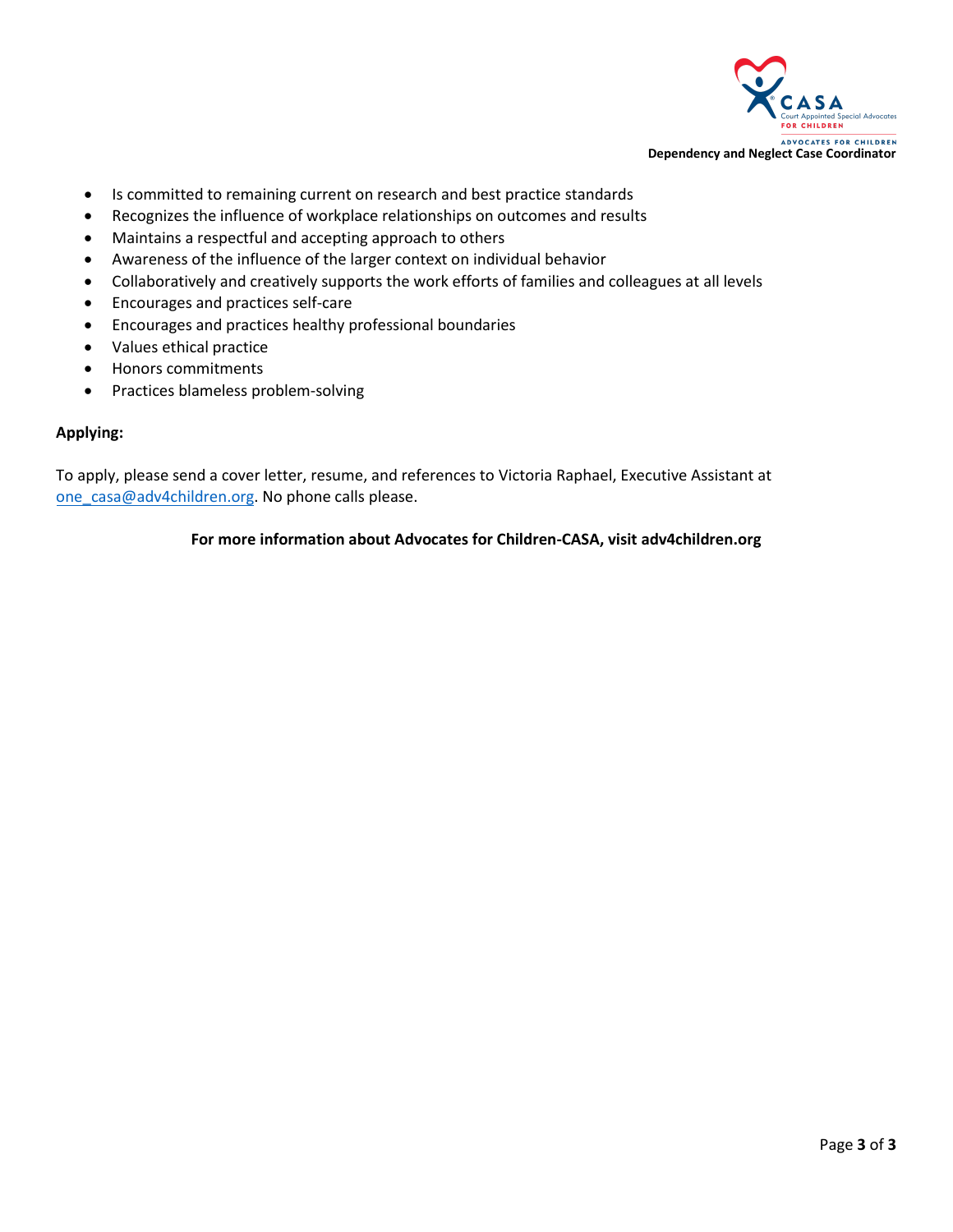- Is committed to remaining current on research and best practice standards
- Recognizes the influence of workplace relationships on outcomes and results
- Maintains a respectful and accepting approach to others
- Awareness of the influence of the larger context on individual behavior
- Collaboratively and creatively supports the work efforts of families and colleagues at all levels
- Encourages and practices self-care
- Encourages and practices healthy professional boundaries
- Values ethical practice
- Honors commitments
- Practices blameless problem-solving

**Applying:**

To apply, please send a cover letter, resume, and references to Victoria Raphael, Executive Assistant at one_casa@adv4children.org. No phone calls please.

**For more information about Advocates for Children-CASA, visit adv4children.org**